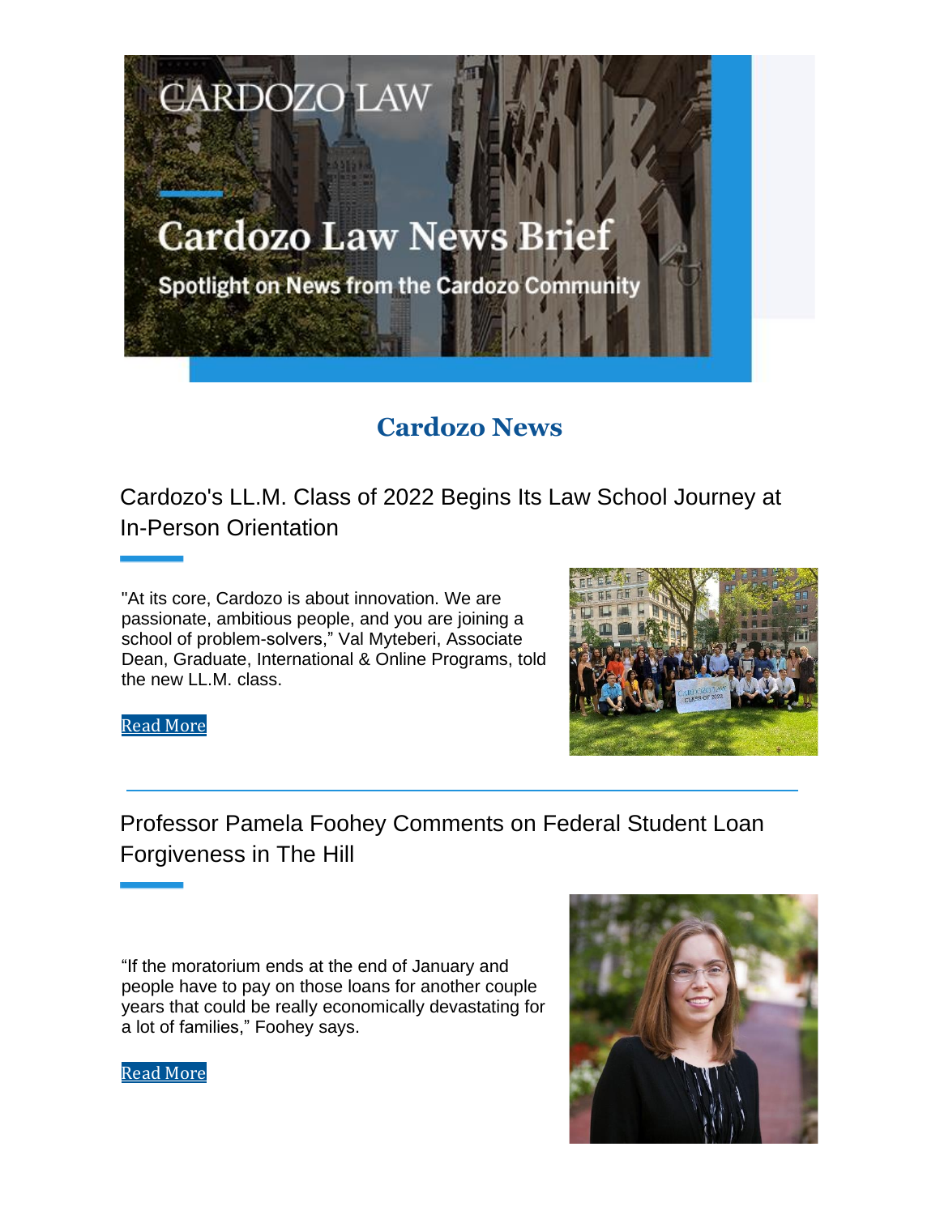CARDOZO LAW

# Cardozo Law News Brief

Spotlight on News from the Cardozo Community

## Cardozo News

### Cardozo's LL.M. Class of 2022 Begins Its Law School Journey at In-Person Orientation

"At its core, Cardozo is about innovation. We are passionate, ambitious people, and you are joining a school of problem-solvers," Val Myteberi, Associate Dean, Graduate, International & Online Programs, told the new LL.M. class.

Read More

---

### Professor Pamela Foohey Comments on Federal Student Loan Forgiveness in The Hill

"If the moratorium ends at the end of January and people have to pay on those loans for another couple years that could be really economically devastating for a lot of families," Foohey says.

Read More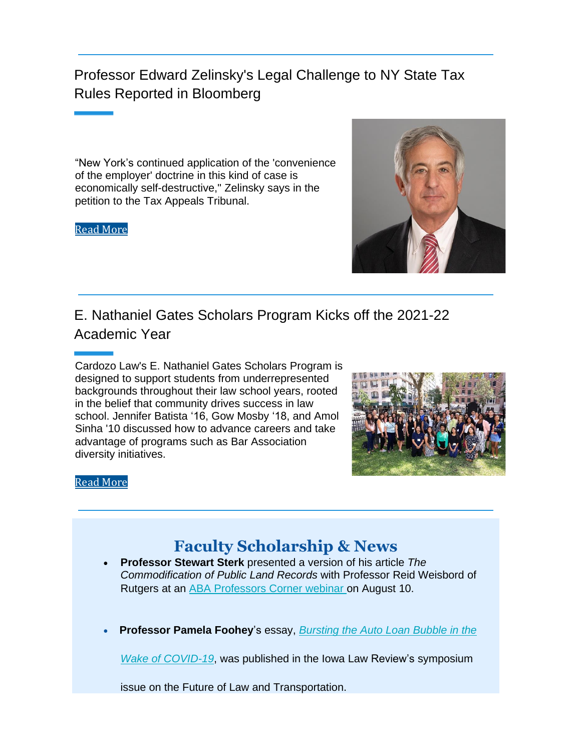## Professor Edward Zelinsky's Legal Challenge to NY State Tax Rules Reported in Bloomberg

"New York's continued application of the 'convenience of the employer' doctrine in this kind of case is economically self-destructive," Zelinsky says in the petition to the Tax Appeals Tribunal.

[Read More]

## E. Nathaniel Gates Scholars Program Kicks off the 2021-22 Academic Year

Cardozo Law's E. Nathaniel Gates Scholars Program is designed to support students from underrepresented backgrounds throughout their law school years, rooted in the belief that community drives success in law school. Jennifer Batista '16, Gow Mosby '18, and Amol Sinha '10 discussed how to advance careers and take advantage of programs such as Bar Association diversity initiatives.

[Read More]

## Faculty Scholarship & News

- **Professor Stewart Sterk** presented a version of his article *The Commodification of Public Land Records* with Professor Reid Weisbord of Rutgers at an [ABA Professors Corner webinar] on August 10.

- **Professor Pamela Foohey**'s essay, [*Bursting the Auto Loan Bubble in the Wake of COVID-19*], was published in the Iowa Law Review's symposium issue on the Future of Law and Transportation.